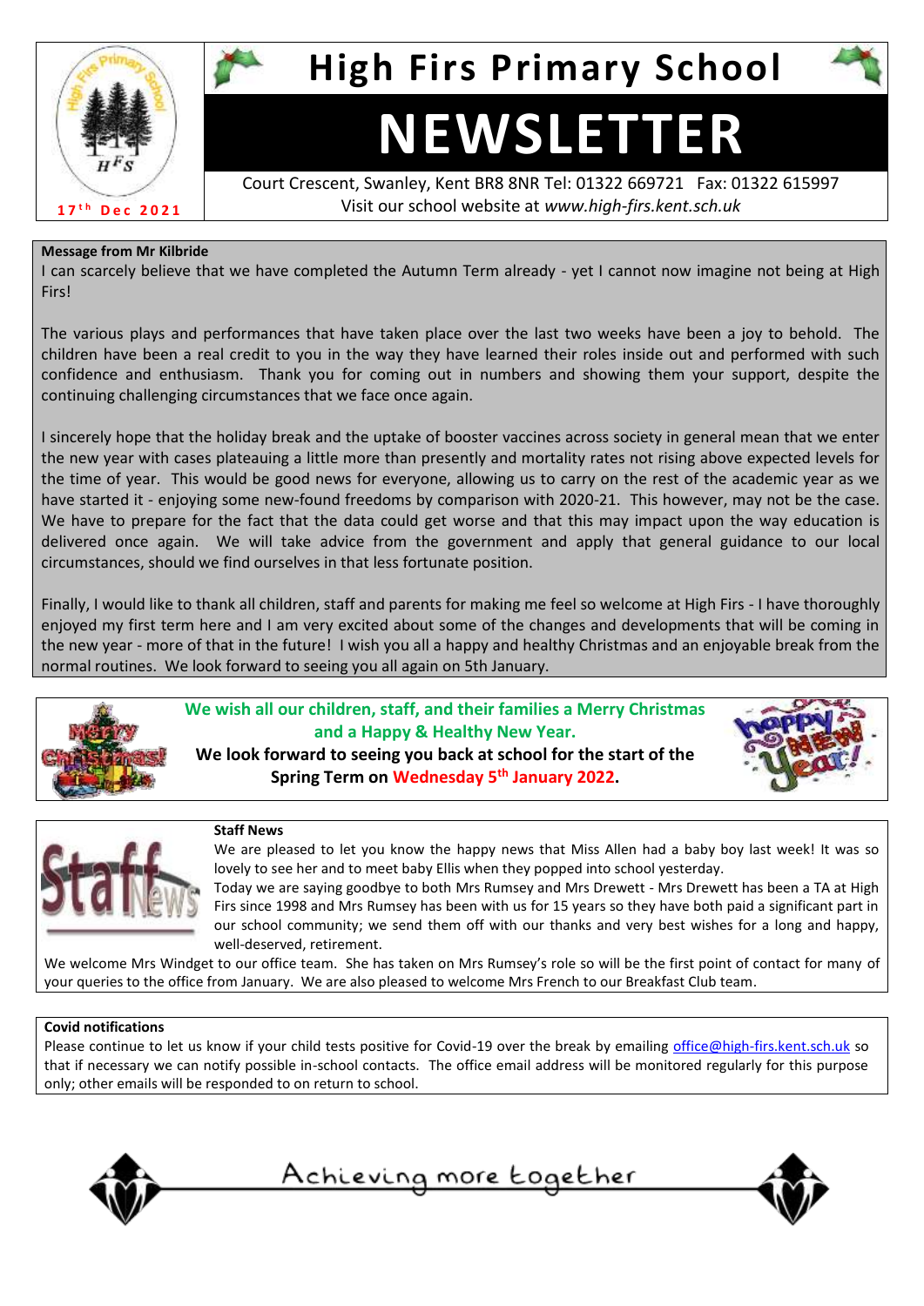# High Firs Primary School

# NEWSLETTER

Court Crescent, Swanley, Kent BR8 8NR Tel: 01322 669721 Fax: 01322 615997

Visit our school website at *www.high-firs.kent.sch.uk*

17th Dec 2021

**Message from Mr Kilbride**

I can scarcely believe that we have completed the Autumn Term already - yet I cannot now imagine not being at High Firs!

The various plays and performances that have taken place over the last two weeks have been a joy to behold. The children have been a real credit to you in the way they have learned their roles inside out and performed with such confidence and enthusiasm. Thank you for coming out in numbers and showing them your support, despite the continuing challenging circumstances that we face once again.

I sincerely hope that the holiday break and the uptake of booster vaccines across society in general mean that we enter the new year with cases plateauing a little more than presently and mortality rates not rising above expected levels for the time of year. This would be good news for everyone, allowing us to carry on the rest of the academic year as we have started it - enjoying some new-found freedoms by comparison with 2020-21. This however, may not be the case. We have to prepare for the fact that the data could get worse and that this may impact upon the way education is delivered once again. We will take advice from the government and apply that general guidance to our local circumstances, should we find ourselves in that less fortunate position.

Finally, I would like to thank all children, staff and parents for making me feel so welcome at High Firs - I have thoroughly enjoyed my first term here and I am very excited about some of the changes and developments that will be coming in the new year - more of that in the future! I wish you all a happy and healthy Christmas and an enjoyable break from the normal routines. We look forward to seeing you all again on 5th January.

**We wish all our children, staff, and their families a Merry Christmas and a Happy & Healthy New Year.**

**We look forward to seeing you back at school for the start of the Spring Term on Wednesday 5th January 2022.**

**Staff News**

We are pleased to let you know the happy news that Miss Allen had a baby boy last week! It was so lovely to see her and to meet baby Ellis when they popped into school yesterday.

Today we are saying goodbye to both Mrs Rumsey and Mrs Drewett - Mrs Drewett has been a TA at High Firs since 1998 and Mrs Rumsey has been with us for 15 years so they have both paid a significant part in our school community; we send them off with our thanks and very best wishes for a long and happy, well-deserved, retirement.

We welcome Mrs Windget to our office team. She has taken on Mrs Rumsey's role so will be the first point of contact for many of your queries to the office from January. We are also pleased to welcome Mrs French to our Breakfast Club team.

**Covid notifications**

Please continue to let us know if your child tests positive for Covid-19 over the break by emailing office@high-firs.kent.sch.uk so that if necessary we can notify possible in-school contacts. The office email address will be monitored regularly for this purpose only; other emails will be responded to on return to school.

Achieving more together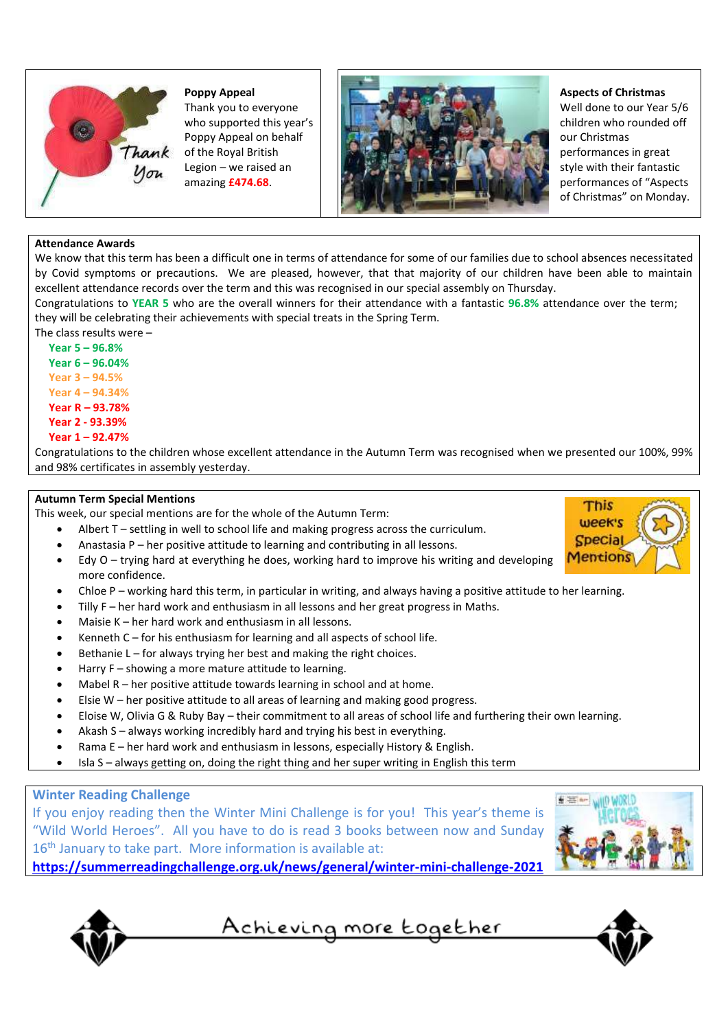### Poppy Appeal

Thank you to everyone who supported this year's Poppy Appeal on behalf of the Royal British Legion – we raised an amazing **£474.68**.

### Aspects of Christmas

Well done to our Year 5/6 children who rounded off our Christmas performances in great style with their fantastic performances of "Aspects of Christmas" on Monday.

### Attendance Awards

We know that this term has been a difficult one in terms of attendance for some of our families due to school absences necessitated by Covid symptoms or precautions. We are pleased, however, that that majority of our children have been able to maintain excellent attendance records over the term and this was recognised in our special assembly on Thursday.

Congratulations to **YEAR 5** who are the overall winners for their attendance with a fantastic **96.8%** attendance over the term; they will be celebrating their achievements with special treats in the Spring Term.

The class results were –

- **Year 5 – 96.8%**
- **Year 6 – 96.04%**
- **Year 3 – 94.5%**
- **Year 4 – 94.34%**
- **Year R – 93.78%**
- **Year 2 - 93.39%**
- **Year 1 – 92.47%**

Congratulations to the children whose excellent attendance in the Autumn Term was recognised when we presented our 100%, 99% and 98% certificates in assembly yesterday.

### Autumn Term Special Mentions

This week, our special mentions are for the whole of the Autumn Term:

- Albert T – settling in well to school life and making progress across the curriculum.
- Anastasia P – her positive attitude to learning and contributing in all lessons.
- Edy O – trying hard at everything he does, working hard to improve his writing and developing more confidence.
- Chloe P – working hard this term, in particular in writing, and always having a positive attitude to her learning.
- Tilly F – her hard work and enthusiasm in all lessons and her great progress in Maths.
- Maisie K – her hard work and enthusiasm in all lessons.
- Kenneth C – for his enthusiasm for learning and all aspects of school life.
- Bethanie L – for always trying her best and making the right choices.
- Harry F – showing a more mature attitude to learning.
- Mabel R – her positive attitude towards learning in school and at home.
- Elsie W – her positive attitude to all areas of learning and making good progress.
- Eloise W, Olivia G & Ruby Bay – their commitment to all areas of school life and furthering their own learning.
- Akash S – always working incredibly hard and trying his best in everything.
- Rama E – her hard work and enthusiasm in lessons, especially History & English.
- Isla S – always getting on, doing the right thing and her super writing in English this term

### Winter Reading Challenge

If you enjoy reading then the Winter Mini Challenge is for you! This year's theme is "Wild World Heroes". All you have to do is read 3 books between now and Sunday 16th January to take part. More information is available at:

**https://summerreadingchallenge.org.uk/news/general/winter-mini-challenge-2021**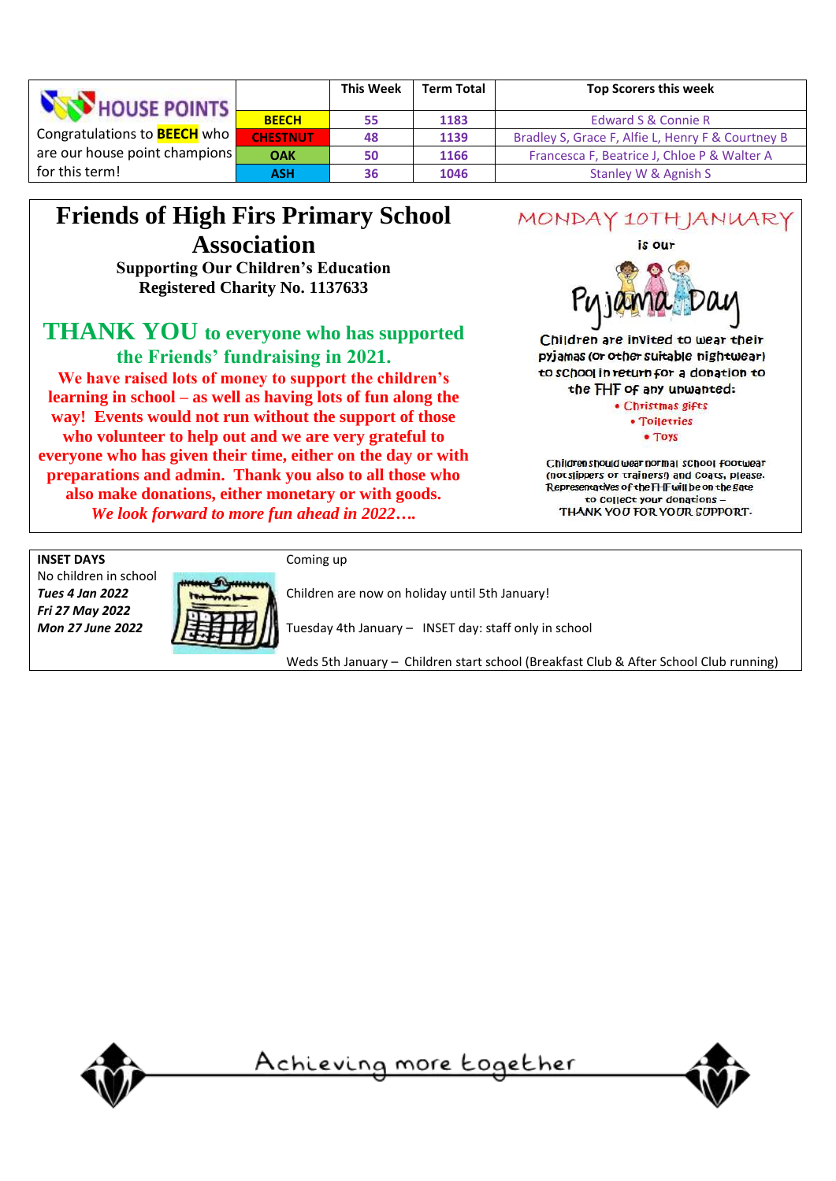| HOUSE POINTS | | This Week | Term Total | Top Scorers this week |
|---|---|---|---|---|
| Congratulations to **BEECH** who are our house point champions for this term! | **BEECH** | 55 | 1183 | Edward S & Connie R |
| | **CHESTNUT** | 48 | 1139 | Bradley S, Grace F, Alfie L, Henry F & Courtney B |
| | **OAK** | 50 | 1166 | Francesca F, Beatrice J, Chloe P & Walter A |
| | **ASH** | 36 | 1046 | Stanley W & Agnish S |

# Friends of High Firs Primary School Association

**Supporting Our Children's Education**
**Registered Charity No. 1137633**

## THANK YOU to everyone who has supported the Friends' fundraising in 2021.

**We have raised lots of money to support the children's learning in school – as well as having lots of fun along the way! Events would not run without the support of those who volunteer to help out and we are very grateful to everyone who has given their time, either on the day or with preparations and admin. Thank you also to all those who also make donations, either monetary or with goods.**

***We look forward to more fun ahead in 2022….***

## MONDAY 10TH JANUARY

is our

## Pyjama Day

Children are invited to wear their pyjamas (or other suitable nightwear) to school in return for a donation to the FHF of any unwanted:

- Christmas gifts
- Toiletries
- Toys

Children should wear normal school footwear (not slippers or trainers!) and coats, please. Representatives of the FHF will be on the gate to collect your donations –
THANK YOU FOR YOUR SUPPORT.

**INSET DAYS**
No children in school
***Tues 4 Jan 2022***
***Fri 27 May 2022***
***Mon 27 June 2022***

Coming up

Children are now on holiday until 5th January!

Tuesday 4th January – INSET day: staff only in school

Weds 5th January – Children start school (Breakfast Club & After School Club running)

Achieving more together